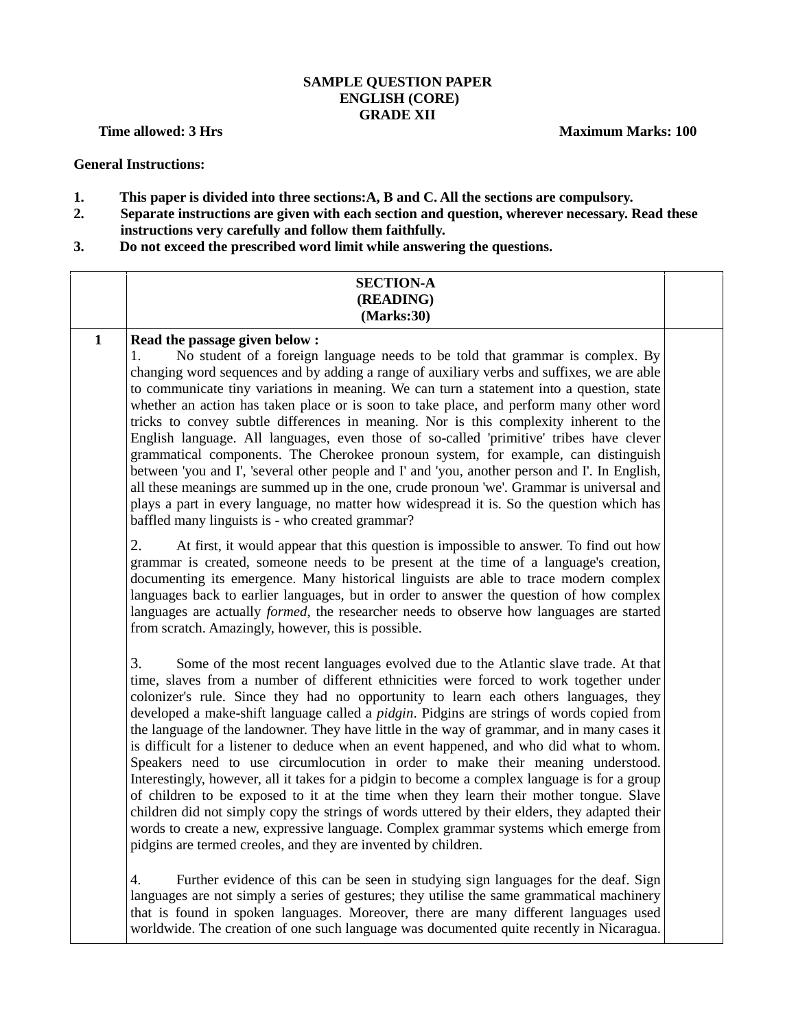**SAMPLE QUESTION PAPER**
**ENGLISH (CORE)**
**GRADE XII**

**Time allowed: 3 Hrs** **Maximum Marks: 100**

**General Instructions:**

1. **This paper is divided into three sections:A, B and C. All the sections are compulsory.**
2. **Separate instructions are given with each section and question, wherever necessary. Read these instructions very carefully and follow them faithfully.**
3. **Do not exceed the prescribed word limit while answering the questions.**

| | | |
|---|---|---|
| | **SECTION-A (READING) (Marks:30)** | |
| **1** | **Read the passage given below :**<br>1. No student of a foreign language needs to be told that grammar is complex. By changing word sequences and by adding a range of auxiliary verbs and suffixes, we are able to communicate tiny variations in meaning. We can turn a statement into a question, state whether an action has taken place or is soon to take place, and perform many other word tricks to convey subtle differences in meaning. Nor is this complexity inherent to the English language. All languages, even those of so-called 'primitive' tribes have clever grammatical components. The Cherokee pronoun system, for example, can distinguish between 'you and I', 'several other people and I' and 'you, another person and I'. In English, all these meanings are summed up in the one, crude pronoun 'we'. Grammar is universal and plays a part in every language, no matter how widespread it is. So the question which has baffled many linguists is - who created grammar?<br><br>2. At first, it would appear that this question is impossible to answer. To find out how grammar is created, someone needs to be present at the time of a language's creation, documenting its emergence. Many historical linguists are able to trace modern complex languages back to earlier languages, but in order to answer the question of how complex languages are actually *formed*, the researcher needs to observe how languages are started from scratch. Amazingly, however, this is possible.<br><br>3. Some of the most recent languages evolved due to the Atlantic slave trade. At that time, slaves from a number of different ethnicities were forced to work together under colonizer's rule. Since they had no opportunity to learn each others languages, they developed a make-shift language called a *pidgin*. Pidgins are strings of words copied from the language of the landowner. They have little in the way of grammar, and in many cases it is difficult for a listener to deduce when an event happened, and who did what to whom. Speakers need to use circumlocution in order to make their meaning understood. Interestingly, however, all it takes for a pidgin to become a complex language is for a group of children to be exposed to it at the time when they learn their mother tongue. Slave children did not simply copy the strings of words uttered by their elders, they adapted their words to create a new, expressive language. Complex grammar systems which emerge from pidgins are termed creoles, and they are invented by children.<br><br>4. Further evidence of this can be seen in studying sign languages for the deaf. Sign languages are not simply a series of gestures; they utilise the same grammatical machinery that is found in spoken languages. Moreover, there are many different languages used worldwide. The creation of one such language was documented quite recently in Nicaragua. | |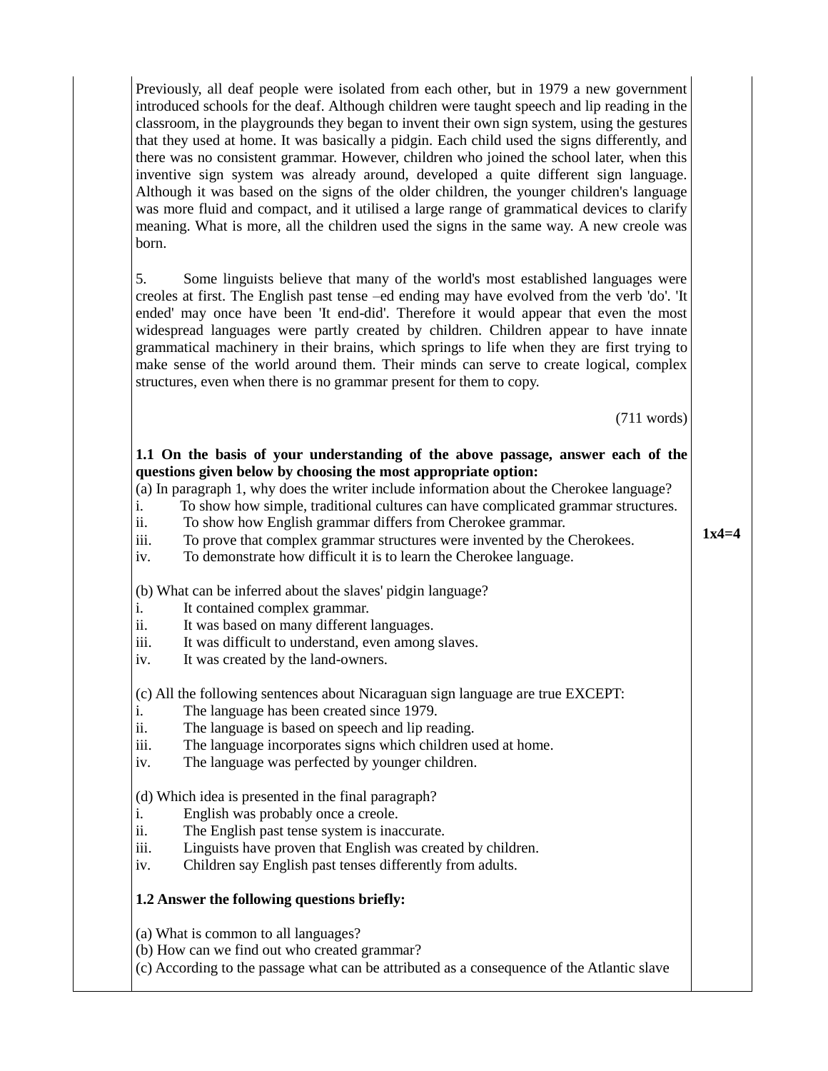Previously, all deaf people were isolated from each other, but in 1979 a new government introduced schools for the deaf. Although children were taught speech and lip reading in the classroom, in the playgrounds they began to invent their own sign system, using the gestures that they used at home. It was basically a pidgin. Each child used the signs differently, and there was no consistent grammar. However, children who joined the school later, when this inventive sign system was already around, developed a quite different sign language. Although it was based on the signs of the older children, the younger children's language was more fluid and compact, and it utilised a large range of grammatical devices to clarify meaning. What is more, all the children used the signs in the same way. A new creole was born.

5. Some linguists believe that many of the world's most established languages were creoles at first. The English past tense –ed ending may have evolved from the verb 'do'. 'It ended' may once have been 'It end-did'. Therefore it would appear that even the most widespread languages were partly created by children. Children appear to have innate grammatical machinery in their brains, which springs to life when they are first trying to make sense of the world around them. Their minds can serve to create logical, complex structures, even when there is no grammar present for them to copy.

(711 words)

**1.1 On the basis of your understanding of the above passage, answer each of the questions given below by choosing the most appropriate option:** **1x4=4**

(a) In paragraph 1, why does the writer include information about the Cherokee language?

i. To show how simple, traditional cultures can have complicated grammar structures.
ii. To show how English grammar differs from Cherokee grammar.
iii. To prove that complex grammar structures were invented by the Cherokees.
iv. To demonstrate how difficult it is to learn the Cherokee language.

(b) What can be inferred about the slaves' pidgin language?

i. It contained complex grammar.
ii. It was based on many different languages.
iii. It was difficult to understand, even among slaves.
iv. It was created by the land-owners.

(c) All the following sentences about Nicaraguan sign language are true EXCEPT:

i. The language has been created since 1979.
ii. The language is based on speech and lip reading.
iii. The language incorporates signs which children used at home.
iv. The language was perfected by younger children.

(d) Which idea is presented in the final paragraph?

i. English was probably once a creole.
ii. The English past tense system is inaccurate.
iii. Linguists have proven that English was created by children.
iv. Children say English past tenses differently from adults.

**1.2 Answer the following questions briefly:**

(a) What is common to all languages?
(b) How can we find out who created grammar?
(c) According to the passage what can be attributed as a consequence of the Atlantic slave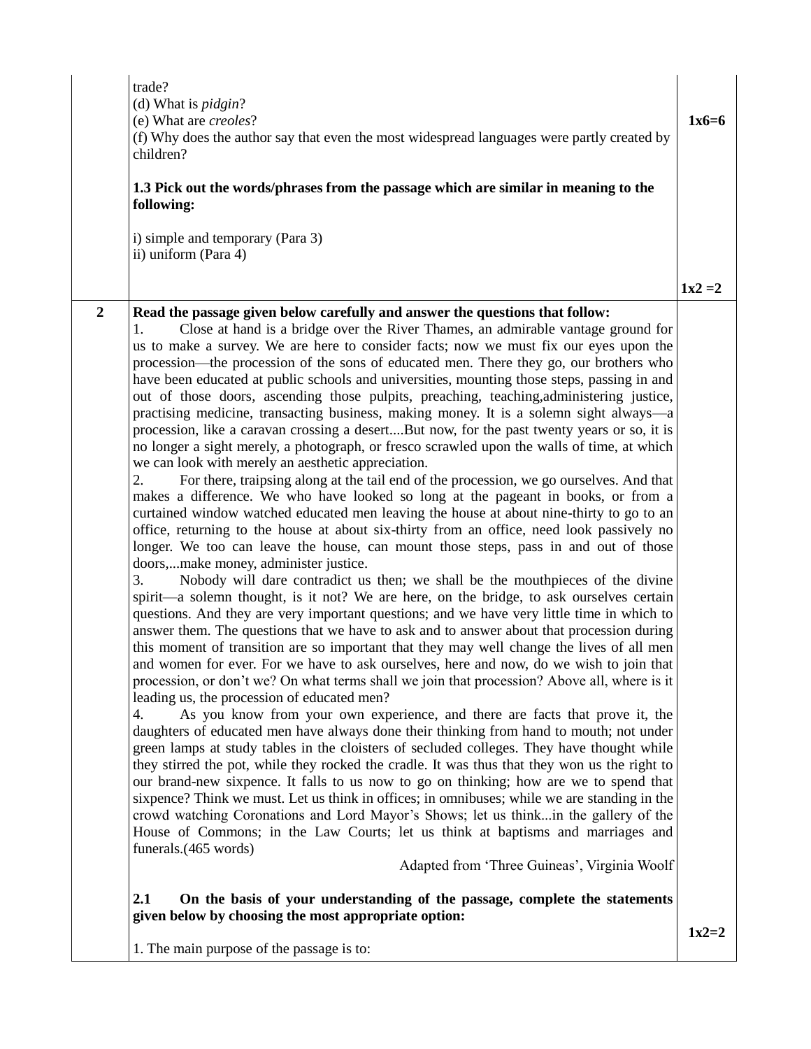trade?
(d) What is *pidgin*?
(e) What are *creoles*?
(f) Why does the author say that even the most widespread languages were partly created by children?

1x6=6

**1.3 Pick out the words/phrases from the passage which are similar in meaning to the following:**

i) simple and temporary (Para 3)
ii) uniform (Para 4)

1x2 =2

**2** **Read the passage given below carefully and answer the questions that follow:**

1. Close at hand is a bridge over the River Thames, an admirable vantage ground for us to make a survey. We are here to consider facts; now we must fix our eyes upon the procession—the procession of the sons of educated men. There they go, our brothers who have been educated at public schools and universities, mounting those steps, passing in and out of those doors, ascending those pulpits, preaching, teaching,administering justice, practising medicine, transacting business, making money. It is a solemn sight always—a procession, like a caravan crossing a desert....But now, for the past twenty years or so, it is no longer a sight merely, a photograph, or fresco scrawled upon the walls of time, at which we can look with merely an aesthetic appreciation.

2. For there, traipsing along at the tail end of the procession, we go ourselves. And that makes a difference. We who have looked so long at the pageant in books, or from a curtained window watched educated men leaving the house at about nine-thirty to go to an office, returning to the house at about six-thirty from an office, need look passively no longer. We too can leave the house, can mount those steps, pass in and out of those doors,...make money, administer justice.

3. Nobody will dare contradict us then; we shall be the mouthpieces of the divine spirit—a solemn thought, is it not? We are here, on the bridge, to ask ourselves certain questions. And they are very important questions; and we have very little time in which to answer them. The questions that we have to ask and to answer about that procession during this moment of transition are so important that they may well change the lives of all men and women for ever. For we have to ask ourselves, here and now, do we wish to join that procession, or don't we? On what terms shall we join that procession? Above all, where is it leading us, the procession of educated men?

4. As you know from your own experience, and there are facts that prove it, the daughters of educated men have always done their thinking from hand to mouth; not under green lamps at study tables in the cloisters of secluded colleges. They have thought while they stirred the pot, while they rocked the cradle. It was thus that they won us the right to our brand-new sixpence. It falls to us now to go on thinking; how are we to spend that sixpence? Think we must. Let us think in offices; in omnibuses; while we are standing in the crowd watching Coronations and Lord Mayor's Shows; let us think...in the gallery of the House of Commons; in the Law Courts; let us think at baptisms and marriages and funerals.(465 words)

Adapted from 'Three Guineas', Virginia Woolf

**2.1 On the basis of your understanding of the passage, complete the statements given below by choosing the most appropriate option:**

1x2=2

1. The main purpose of the passage is to: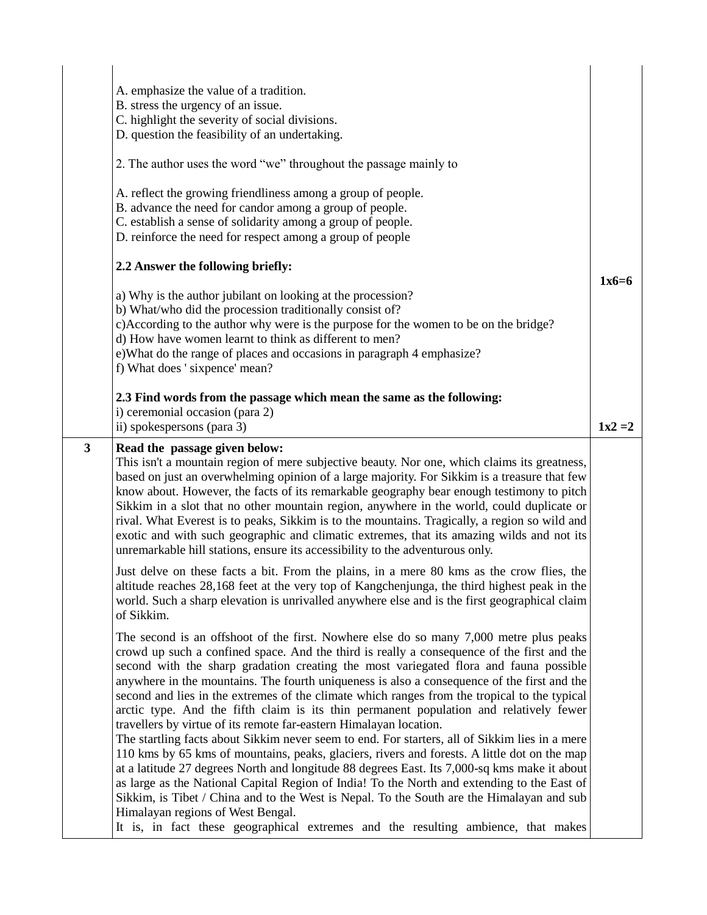A. emphasize the value of a tradition.
B. stress the urgency of an issue.
C. highlight the severity of social divisions.
D. question the feasibility of an undertaking.

2. The author uses the word "we" throughout the passage mainly to

A. reflect the growing friendliness among a group of people.
B. advance the need for candor among a group of people.
C. establish a sense of solidarity among a group of people.
D. reinforce the need for respect among a group of people

**2.2 Answer the following briefly:** **1x6=6**

a) Why is the author jubilant on looking at the procession?
b) What/who did the procession traditionally consist of?
c)According to the author why were is the purpose for the women to be on the bridge?
d) How have women learnt to think as different to men?
e)What do the range of places and occasions in paragraph 4 emphasize?
f) What does ' sixpence' mean?

**2.3 Find words from the passage which mean the same as the following:**
i) ceremonial occasion (para 2)
ii) spokespersons (para 3) **1x2 =2**

**3** **Read the passage given below:**

This isn't a mountain region of mere subjective beauty. Nor one, which claims its greatness, based on just an overwhelming opinion of a large majority. For Sikkim is a treasure that few know about. However, the facts of its remarkable geography bear enough testimony to pitch Sikkim in a slot that no other mountain region, anywhere in the world, could duplicate or rival. What Everest is to peaks, Sikkim is to the mountains. Tragically, a region so wild and exotic and with such geographic and climatic extremes, that its amazing wilds and not its unremarkable hill stations, ensure its accessibility to the adventurous only.

Just delve on these facts a bit. From the plains, in a mere 80 kms as the crow flies, the altitude reaches 28,168 feet at the very top of Kangchenjunga, the third highest peak in the world. Such a sharp elevation is unrivalled anywhere else and is the first geographical claim of Sikkim.

The second is an offshoot of the first. Nowhere else do so many 7,000 metre plus peaks crowd up such a confined space. And the third is really a consequence of the first and the second with the sharp gradation creating the most variegated flora and fauna possible anywhere in the mountains. The fourth uniqueness is also a consequence of the first and the second and lies in the extremes of the climate which ranges from the tropical to the typical arctic type. And the fifth claim is its thin permanent population and relatively fewer travellers by virtue of its remote far-eastern Himalayan location.

The startling facts about Sikkim never seem to end. For starters, all of Sikkim lies in a mere 110 kms by 65 kms of mountains, peaks, glaciers, rivers and forests. A little dot on the map at a latitude 27 degrees North and longitude 88 degrees East. Its 7,000-sq kms make it about as large as the National Capital Region of India! To the North and extending to the East of Sikkim, is Tibet / China and to the West is Nepal. To the South are the Himalayan and sub Himalayan regions of West Bengal.

It is, in fact these geographical extremes and the resulting ambience, that makes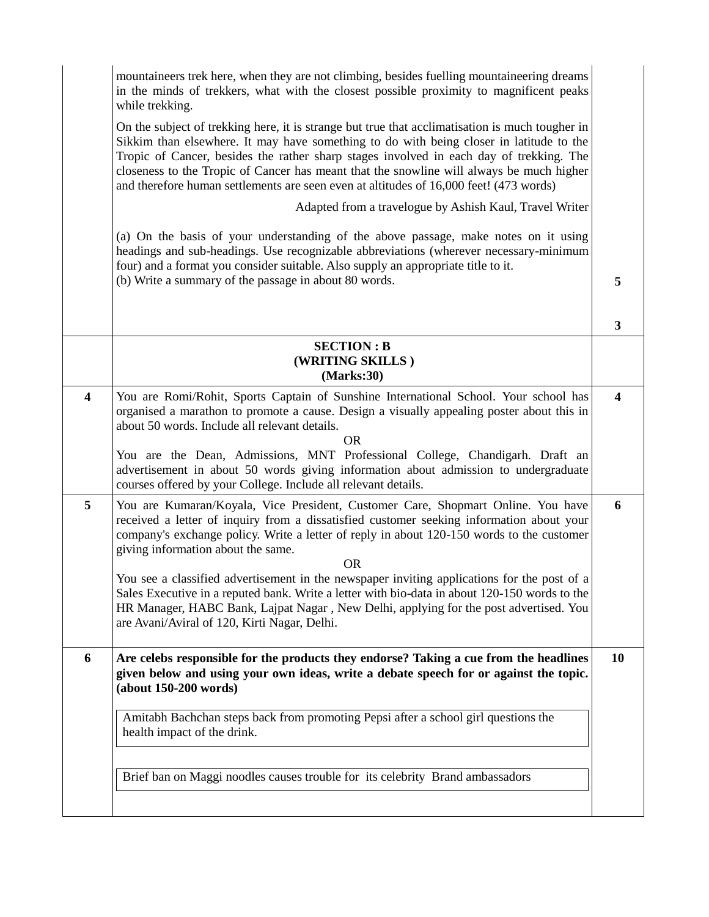mountaineers trek here, when they are not climbing, besides fuelling mountaineering dreams in the minds of trekkers, what with the closest possible proximity to magnificent peaks while trekking.

On the subject of trekking here, it is strange but true that acclimatisation is much tougher in Sikkim than elsewhere. It may have something to do with being closer in latitude to the Tropic of Cancer, besides the rather sharp stages involved in each day of trekking. The closeness to the Tropic of Cancer has meant that the snowline will always be much higher and therefore human settlements are seen even at altitudes of 16,000 feet! (473 words)

Adapted from a travelogue by Ashish Kaul, Travel Writer

(a) On the basis of your understanding of the above passage, make notes on it using headings and sub-headings. Use recognizable abbreviations (wherever necessary-minimum four) and a format you consider suitable. Also supply an appropriate title to it. **5**

(b) Write a summary of the passage in about 80 words. **3**

## SECTION : B
## (WRITING SKILLS)
## (Marks:30)

**4.** You are Romi/Rohit, Sports Captain of Sunshine International School. Your school has organised a marathon to promote a cause. Design a visually appealing poster about this in about 50 words. Include all relevant details. **4**

OR

You are the Dean, Admissions, MNT Professional College, Chandigarh. Draft an advertisement in about 50 words giving information about admission to undergraduate courses offered by your College. Include all relevant details.

**5.** You are Kumaran/Koyala, Vice President, Customer Care, Shopmart Online. You have received a letter of inquiry from a dissatisfied customer seeking information about your company's exchange policy. Write a letter of reply in about 120-150 words to the customer giving information about the same. **6**

OR

You see a classified advertisement in the newspaper inviting applications for the post of a Sales Executive in a reputed bank. Write a letter with bio-data in about 120-150 words to the HR Manager, HABC Bank, Lajpat Nagar , New Delhi, applying for the post advertised. You are Avani/Aviral of 120, Kirti Nagar, Delhi.

**6.** **Are celebs responsible for the products they endorse? Taking a cue from the headlines given below and using your own ideas, write a debate speech for or against the topic. (about 150-200 words)** **10**

> Amitabh Bachchan steps back from promoting Pepsi after a school girl questions the health impact of the drink.

> Brief ban on Maggi noodles causes trouble for its celebrity Brand ambassadors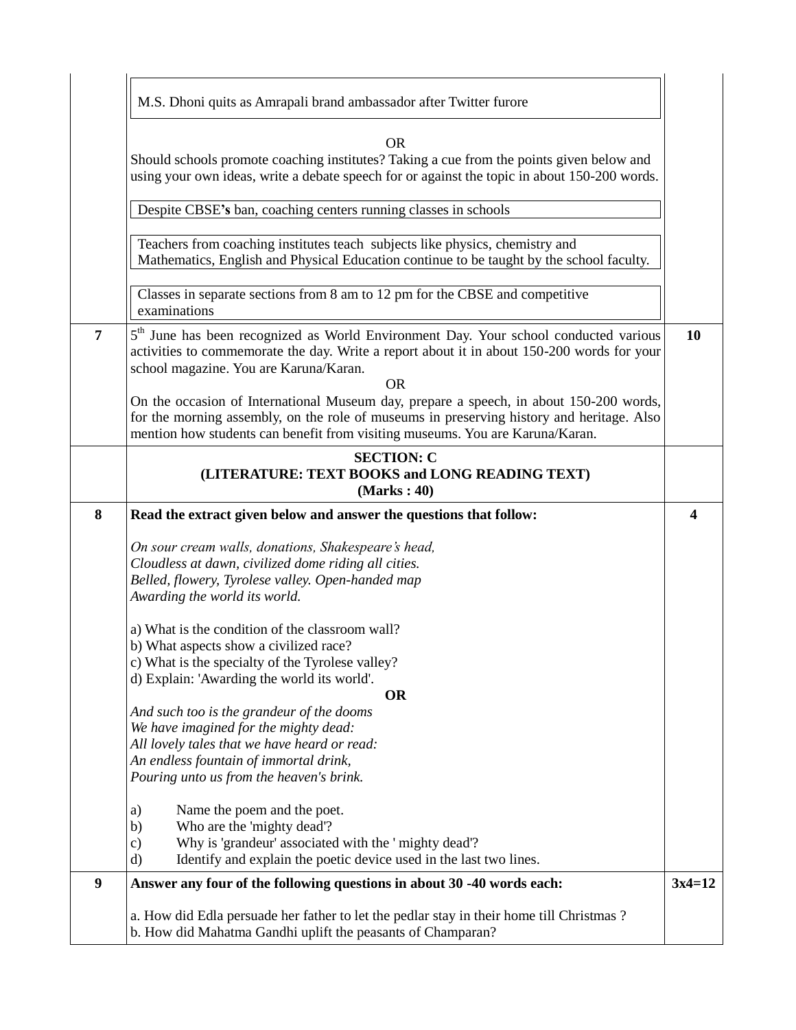| | | |
|---|---|---|
| | M.S. Dhoni quits as Amrapali brand ambassador after Twitter furore<br><br>OR<br>Should schools promote coaching institutes? Taking a cue from the points given below and using your own ideas, write a debate speech for or against the topic in about 150-200 words.<br><br>Despite CBSE's ban, coaching centers running classes in schools<br><br>Teachers from coaching institutes teach subjects like physics, chemistry and Mathematics, English and Physical Education continue to be taught by the school faculty.<br><br>Classes in separate sections from 8 am to 12 pm for the CBSE and competitive examinations | |
| **7** | 5th June has been recognized as World Environment Day. Your school conducted various activities to commemorate the day. Write a report about it in about 150-200 words for your school magazine. You are Karuna/Karan.<br>OR<br>On the occasion of International Museum day, prepare a speech, in about 150-200 words, for the morning assembly, on the role of museums in preserving history and heritage. Also mention how students can benefit from visiting museums. You are Karuna/Karan. | **10** |
| | **SECTION: C**<br>**(LITERATURE: TEXT BOOKS and LONG READING TEXT)**<br>**(Marks : 40)** | |
| **8** | **Read the extract given below and answer the questions that follow:**<br><br>*On sour cream walls, donations, Shakespeare's head,*<br>*Cloudless at dawn, civilized dome riding all cities.*<br>*Belled, flowery, Tyrolese valley. Open-handed map*<br>*Awarding the world its world.*<br><br>a) What is the condition of the classroom wall?<br>b) What aspects show a civilized race?<br>c) What is the specialty of the Tyrolese valley?<br>d) Explain: 'Awarding the world its world'.<br>**OR**<br>*And such too is the grandeur of the dooms*<br>*We have imagined for the mighty dead:*<br>*All lovely tales that we have heard or read:*<br>*An endless fountain of immortal drink,*<br>*Pouring unto us from the heaven's brink.*<br><br>a) Name the poem and the poet.<br>b) Who are the 'mighty dead'?<br>c) Why is 'grandeur' associated with the ' mighty dead'?<br>d) Identify and explain the poetic device used in the last two lines. | **4** |
| **9** | **Answer any four of the following questions in about 30 -40 words each:**<br><br>a. How did Edla persuade her father to let the pedlar stay in their home till Christmas ?<br>b. How did Mahatma Gandhi uplift the peasants of Champaran? | **3x4=12** |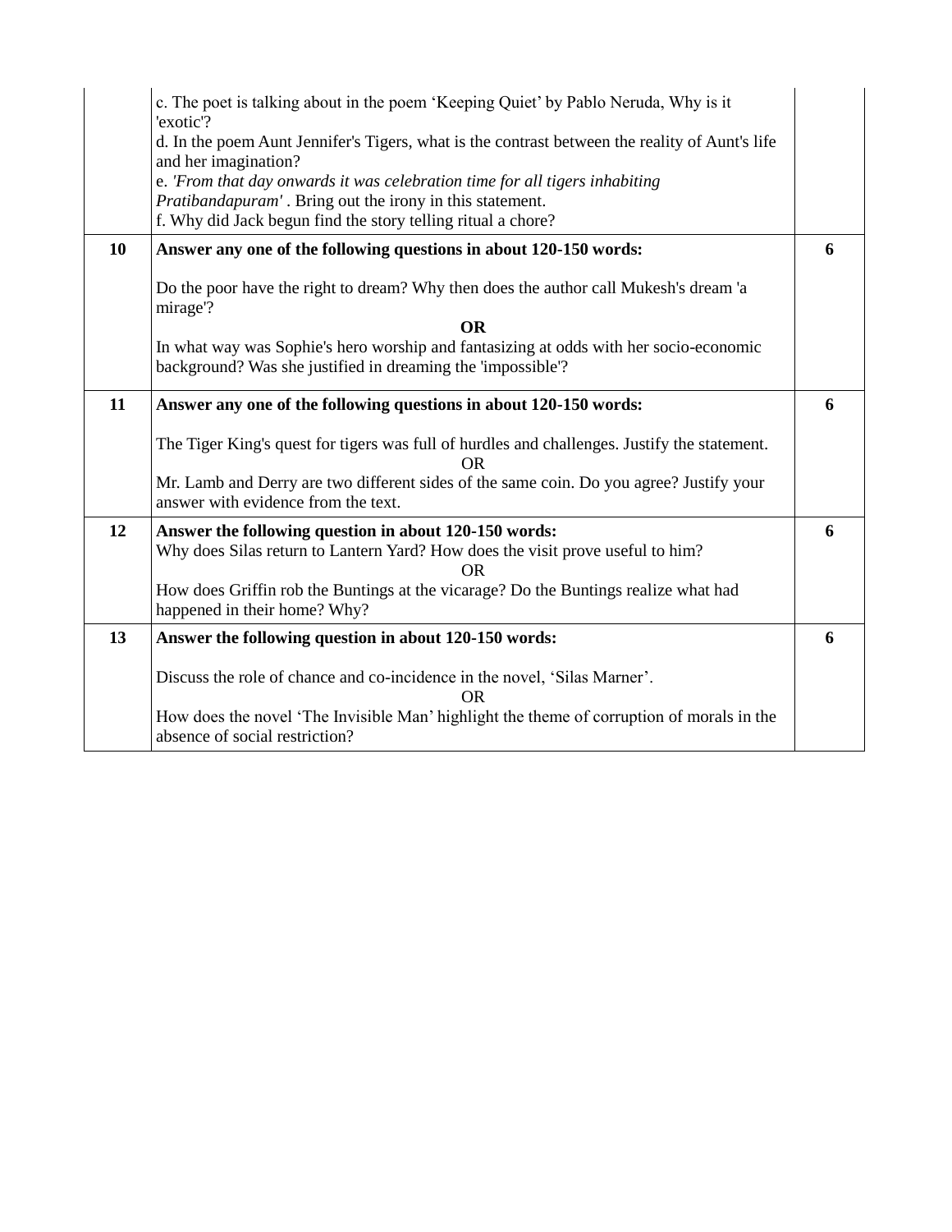| | | |
|---|---|---|
| | c. The poet is talking about in the poem 'Keeping Quiet' by Pablo Neruda, Why is it 'exotic'?<br>d. In the poem Aunt Jennifer's Tigers, what is the contrast between the reality of Aunt's life and her imagination?<br>e. *'From that day onwards it was celebration time for all tigers inhabiting Pratibandapuram'* . Bring out the irony in this statement.<br>f. Why did Jack begun find the story telling ritual a chore? | |
| **10** | **Answer any one of the following questions in about 120-150 words:**<br><br>Do the poor have the right to dream? Why then does the author call Mukesh's dream 'a mirage'?<br>**OR**<br>In what way was Sophie's hero worship and fantasizing at odds with her socio-economic background? Was she justified in dreaming the 'impossible'? | **6** |
| **11** | **Answer any one of the following questions in about 120-150 words:**<br><br>The Tiger King's quest for tigers was full of hurdles and challenges. Justify the statement.<br>OR<br>Mr. Lamb and Derry are two different sides of the same coin. Do you agree? Justify your answer with evidence from the text. | **6** |
| **12** | **Answer the following question in about 120-150 words:**<br>Why does Silas return to Lantern Yard? How does the visit prove useful to him?<br>OR<br>How does Griffin rob the Buntings at the vicarage? Do the Buntings realize what had happened in their home? Why? | **6** |
| **13** | **Answer the following question in about 120-150 words:**<br><br>Discuss the role of chance and co-incidence in the novel, 'Silas Marner'.<br>OR<br>How does the novel 'The Invisible Man' highlight the theme of corruption of morals in the absence of social restriction? | **6** |